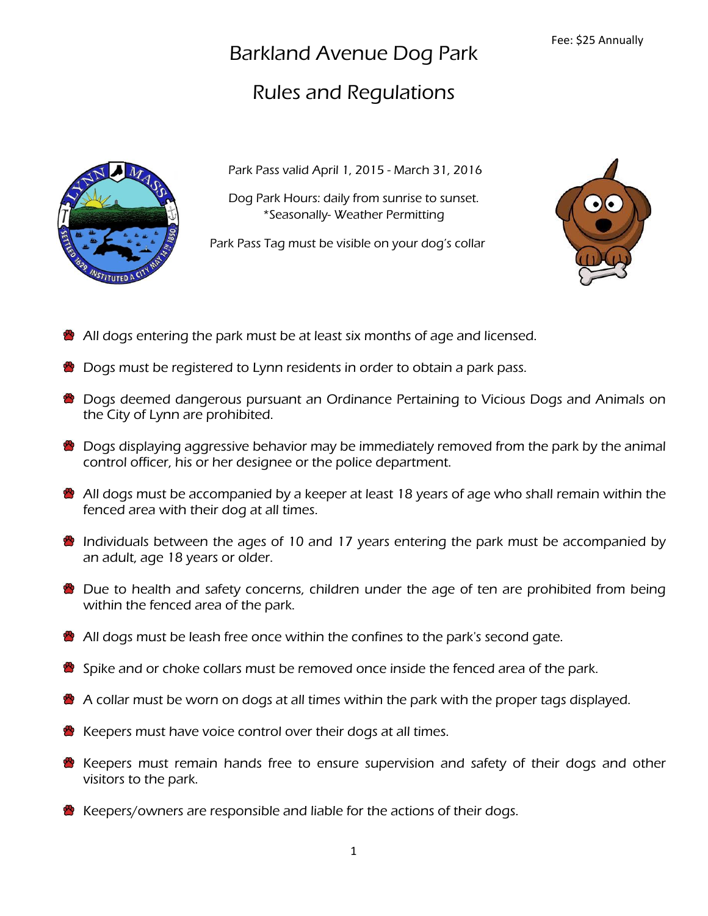Fee: $25 Annually

# Barkland Avenue Dog Park

## Rules and Regulations

Park Pass valid April 1, 2015 - March 31, 2016

Dog Park Hours: daily from sunrise to sunset.
*Seasonally- Weather Permitting

Park Pass Tag must be visible on your dog's collar

- All dogs entering the park must be at least six months of age and licensed.
- Dogs must be registered to Lynn residents in order to obtain a park pass.
- Dogs deemed dangerous pursuant an Ordinance Pertaining to Vicious Dogs and Animals on the City of Lynn are prohibited.
- Dogs displaying aggressive behavior may be immediately removed from the park by the animal control officer, his or her designee or the police department.
- All dogs must be accompanied by a keeper at least 18 years of age who shall remain within the fenced area with their dog at all times.
- Individuals between the ages of 10 and 17 years entering the park must be accompanied by an adult, age 18 years or older.
- Due to health and safety concerns, children under the age of ten are prohibited from being within the fenced area of the park.
- All dogs must be leash free once within the confines to the park's second gate.
- Spike and or choke collars must be removed once inside the fenced area of the park.
- A collar must be worn on dogs at all times within the park with the proper tags displayed.
- Keepers must have voice control over their dogs at all times.
- Keepers must remain hands free to ensure supervision and safety of their dogs and other visitors to the park.
- Keepers/owners are responsible and liable for the actions of their dogs.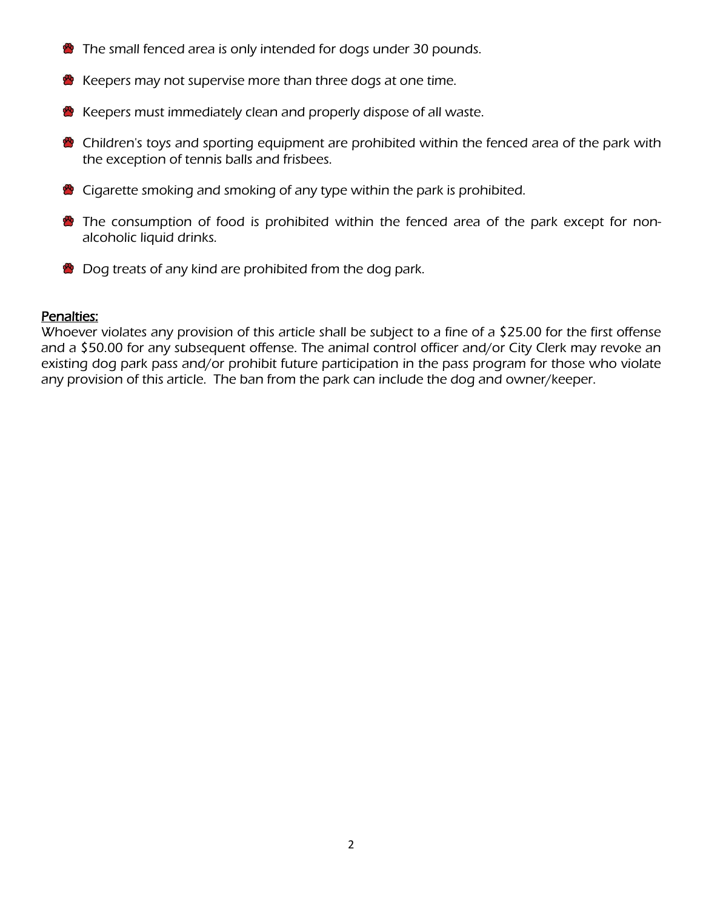- The small fenced area is only intended for dogs under 30 pounds.
- Keepers may not supervise more than three dogs at one time.
- Keepers must immediately clean and properly dispose of all waste.
- Children's toys and sporting equipment are prohibited within the fenced area of the park with the exception of tennis balls and frisbees.
- Cigarette smoking and smoking of any type within the park is prohibited.
- The consumption of food is prohibited within the fenced area of the park except for non-alcoholic liquid drinks.
- Dog treats of any kind are prohibited from the dog park.

**Penalties:**

Whoever violates any provision of this article shall be subject to a fine of a $25.00 for the first offense and a $50.00 for any subsequent offense. The animal control officer and/or City Clerk may revoke an existing dog park pass and/or prohibit future participation in the pass program for those who violate any provision of this article. The ban from the park can include the dog and owner/keeper.